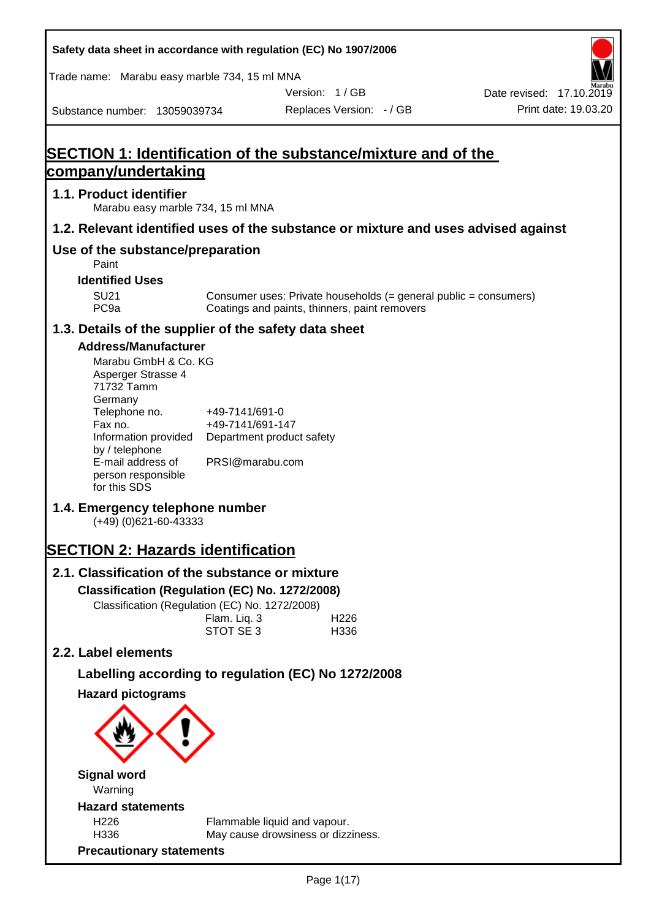# SECTION 1: Identification of the substance/mixture and of the company/undertaking

## 1.1. Product identifier

Marabu easy marble 734, 15 ml MNA

## 1.2. Relevant identified uses of the substance or mixture and uses advised against

## Use of the substance/preparation

Paint

### Identified Uses

| | |
|---|---|
| SU21 | Consumer uses: Private households (= general public = consumers) |
| PC9a | Coatings and paints, thinners, paint removers |

## 1.3. Details of the supplier of the safety data sheet

### Address/Manufacturer

Marabu GmbH & Co. KG
Asperger Strasse 4
71732 Tamm
Germany

| | |
|---|---|
| Telephone no. | +49-7141/691-0 |
| Fax no. | +49-7141/691-147 |
| Information provided by / telephone | Department product safety |
| E-mail address of person responsible for this SDS | PRSI@marabu.com |

## 1.4. Emergency telephone number

(+49) (0)621-60-43333

# SECTION 2: Hazards identification

## 2.1. Classification of the substance or mixture

### Classification (Regulation (EC) No. 1272/2008)

Classification (Regulation (EC) No. 1272/2008)

| | |
|---|---|
| Flam. Liq. 3 | H226 |
| STOT SE 3 | H336 |

## 2.2. Label elements

### Labelling according to regulation (EC) No 1272/2008

### Hazard pictograms

### Signal word

Warning

### Hazard statements

| | |
|---|---|
| H226 | Flammable liquid and vapour. |
| H336 | May cause drowsiness or dizziness. |

### Precautionary statements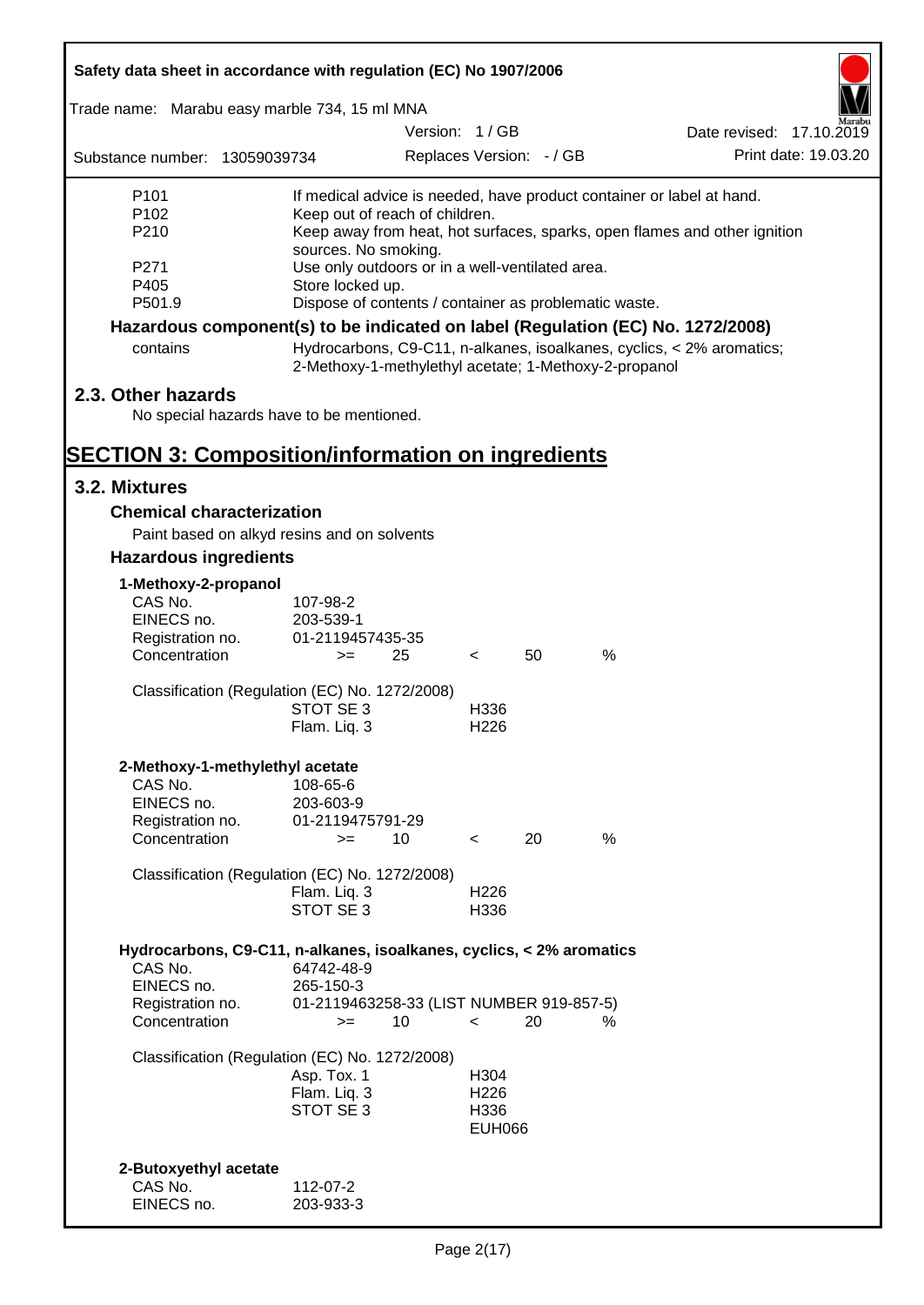| | |
|---|---|
| P101 | If medical advice is needed, have product container or label at hand. |
| P102 | Keep out of reach of children. |
| P210 | Keep away from heat, hot surfaces, sparks, open flames and other ignition sources. No smoking. |
| P271 | Use only outdoors or in a well-ventilated area. |
| P405 | Store locked up. |
| P501.9 | Dispose of contents / container as problematic waste. |

**Hazardous component(s) to be indicated on label (Regulation (EC) No. 1272/2008)**

| | |
|---|---|
| contains | Hydrocarbons, C9-C11, n-alkanes, isoalkanes, cyclics, < 2% aromatics; 2-Methoxy-1-methylethyl acetate; 1-Methoxy-2-propanol |

## 2.3. Other hazards

No special hazards have to be mentioned.

# SECTION 3: Composition/information on ingredients

## 3.2. Mixtures

### Chemical characterization

Paint based on alkyd resins and on solvents

### Hazardous ingredients

**1-Methoxy-2-propanol**

| | |
|---|---|
| CAS No. | 107-98-2 |
| EINECS no. | 203-539-1 |
| Registration no. | 01-2119457435-35 |
| Concentration | >= 25 < 50 % |

Classification (Regulation (EC) No. 1272/2008)

| | |
|---|---|
| STOT SE 3 | H336 |
| Flam. Liq. 3 | H226 |

**2-Methoxy-1-methylethyl acetate**

| | |
|---|---|
| CAS No. | 108-65-6 |
| EINECS no. | 203-603-9 |
| Registration no. | 01-2119475791-29 |
| Concentration | >= 10 < 20 % |

Classification (Regulation (EC) No. 1272/2008)

| | |
|---|---|
| Flam. Liq. 3 | H226 |
| STOT SE 3 | H336 |

**Hydrocarbons, C9-C11, n-alkanes, isoalkanes, cyclics, < 2% aromatics**

| | |
|---|---|
| CAS No. | 64742-48-9 |
| EINECS no. | 265-150-3 |
| Registration no. | 01-2119463258-33 (LIST NUMBER 919-857-5) |
| Concentration | >= 10 < 20 % |

Classification (Regulation (EC) No. 1272/2008)

| | |
|---|---|
| Asp. Tox. 1 | H304 |
| Flam. Liq. 3 | H226 |
| STOT SE 3 | H336 |
| | EUH066 |

**2-Butoxyethyl acetate**

| | |
|---|---|
| CAS No. | 112-07-2 |
| EINECS no. | 203-933-3 |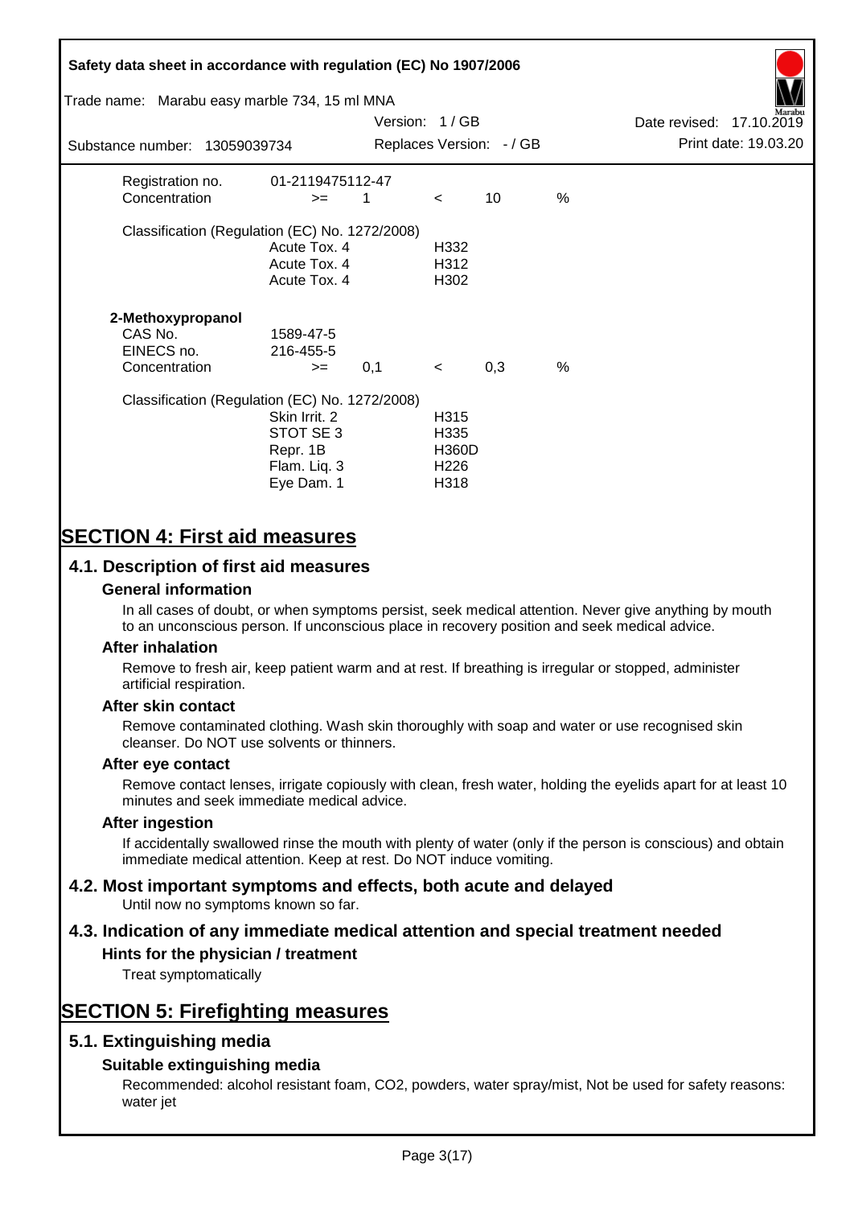Registration no. 01-2119475112-47
Concentration >= 1 < 10 %

Classification (Regulation (EC) No. 1272/2008)

| | |
|---|---|
| Acute Tox. 4 | H332 |
| Acute Tox. 4 | H312 |
| Acute Tox. 4 | H302 |

**2-Methoxypropanol**

CAS No. 1589-47-5
EINECS no. 216-455-5
Concentration >= 0,1 < 0,3 %

Classification (Regulation (EC) No. 1272/2008)

| | |
|---|---|
| Skin Irrit. 2 | H315 |
| STOT SE 3 | H335 |
| Repr. 1B | H360D |
| Flam. Liq. 3 | H226 |
| Eye Dam. 1 | H318 |

# SECTION 4: First aid measures

## 4.1. Description of first aid measures

### General information

In all cases of doubt, or when symptoms persist, seek medical attention. Never give anything by mouth to an unconscious person. If unconscious place in recovery position and seek medical advice.

### After inhalation

Remove to fresh air, keep patient warm and at rest. If breathing is irregular or stopped, administer artificial respiration.

### After skin contact

Remove contaminated clothing. Wash skin thoroughly with soap and water or use recognised skin cleanser. Do NOT use solvents or thinners.

### After eye contact

Remove contact lenses, irrigate copiously with clean, fresh water, holding the eyelids apart for at least 10 minutes and seek immediate medical advice.

### After ingestion

If accidentally swallowed rinse the mouth with plenty of water (only if the person is conscious) and obtain immediate medical attention. Keep at rest. Do NOT induce vomiting.

## 4.2. Most important symptoms and effects, both acute and delayed

Until now no symptoms known so far.

## 4.3. Indication of any immediate medical attention and special treatment needed

### Hints for the physician / treatment

Treat symptomatically

# SECTION 5: Firefighting measures

## 5.1. Extinguishing media

### Suitable extinguishing media

Recommended: alcohol resistant foam, CO2, powders, water spray/mist, Not be used for safety reasons: water jet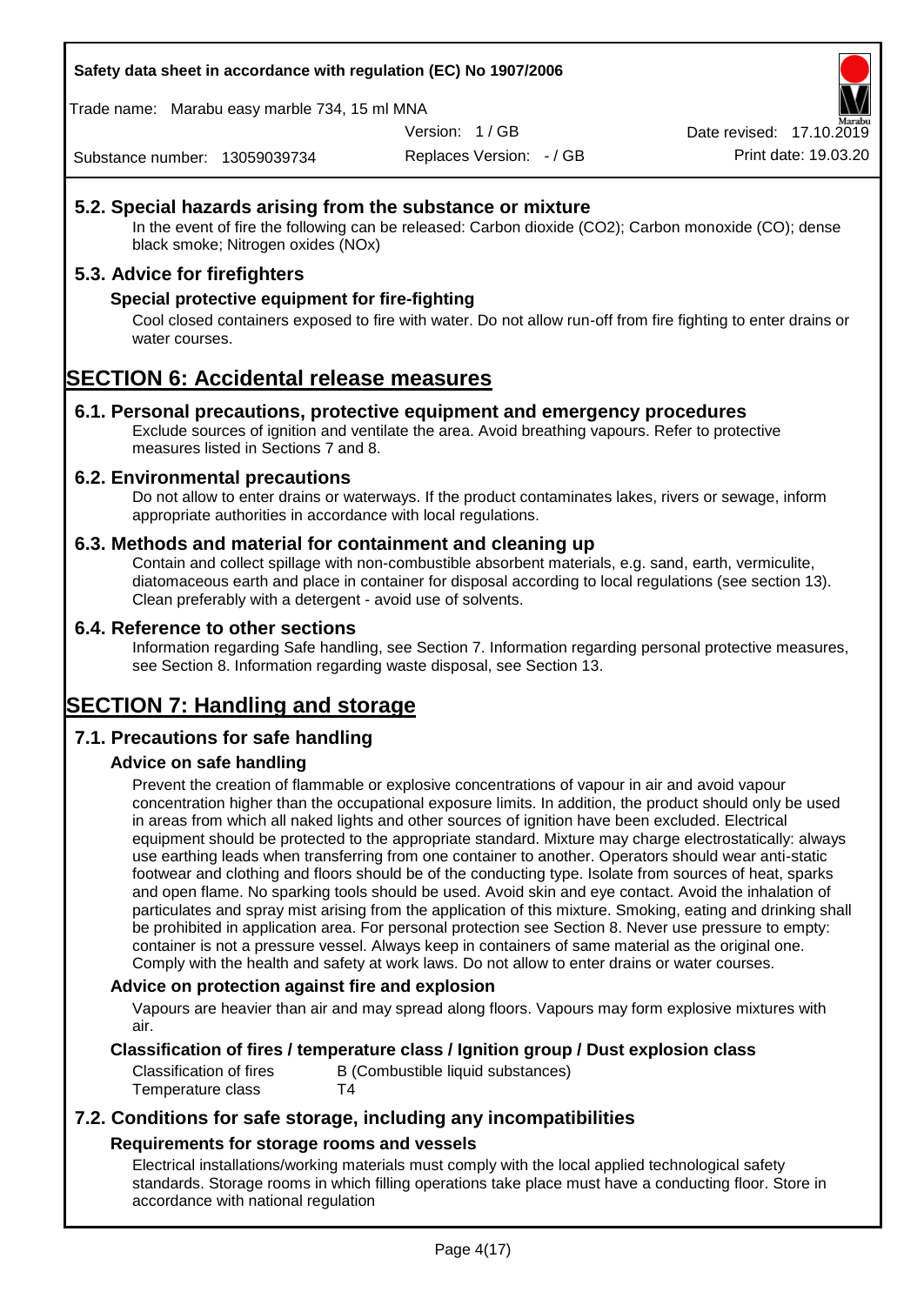## 5.2. Special hazards arising from the substance or mixture

In the event of fire the following can be released: Carbon dioxide ($CO_2$); Carbon monoxide (CO); dense black smoke; Nitrogen oxides (NOx)

## 5.3. Advice for firefighters

### Special protective equipment for fire-fighting

Cool closed containers exposed to fire with water. Do not allow run-off from fire fighting to enter drains or water courses.

# SECTION 6: Accidental release measures

## 6.1. Personal precautions, protective equipment and emergency procedures

Exclude sources of ignition and ventilate the area. Avoid breathing vapours. Refer to protective measures listed in Sections 7 and 8.

## 6.2. Environmental precautions

Do not allow to enter drains or waterways. If the product contaminates lakes, rivers or sewage, inform appropriate authorities in accordance with local regulations.

## 6.3. Methods and material for containment and cleaning up

Contain and collect spillage with non-combustible absorbent materials, e.g. sand, earth, vermiculite, diatomaceous earth and place in container for disposal according to local regulations (see section 13). Clean preferably with a detergent - avoid use of solvents.

## 6.4. Reference to other sections

Information regarding Safe handling, see Section 7. Information regarding personal protective measures, see Section 8. Information regarding waste disposal, see Section 13.

# SECTION 7: Handling and storage

## 7.1. Precautions for safe handling

### Advice on safe handling

Prevent the creation of flammable or explosive concentrations of vapour in air and avoid vapour concentration higher than the occupational exposure limits. In addition, the product should only be used in areas from which all naked lights and other sources of ignition have been excluded. Electrical equipment should be protected to the appropriate standard. Mixture may charge electrostatically: always use earthing leads when transferring from one container to another. Operators should wear anti-static footwear and clothing and floors should be of the conducting type. Isolate from sources of heat, sparks and open flame. No sparking tools should be used. Avoid skin and eye contact. Avoid the inhalation of particulates and spray mist arising from the application of this mixture. Smoking, eating and drinking shall be prohibited in application area. For personal protection see Section 8. Never use pressure to empty: container is not a pressure vessel. Always keep in containers of same material as the original one. Comply with the health and safety at work laws. Do not allow to enter drains or water courses.

### Advice on protection against fire and explosion

Vapours are heavier than air and may spread along floors. Vapours may form explosive mixtures with air.

### Classification of fires / temperature class / Ignition group / Dust explosion class

| | |
|---|---|
| Classification of fires | B (Combustible liquid substances) |
| Temperature class | T4 |

## 7.2. Conditions for safe storage, including any incompatibilities

### Requirements for storage rooms and vessels

Electrical installations/working materials must comply with the local applied technological safety standards. Storage rooms in which filling operations take place must have a conducting floor. Store in accordance with national regulation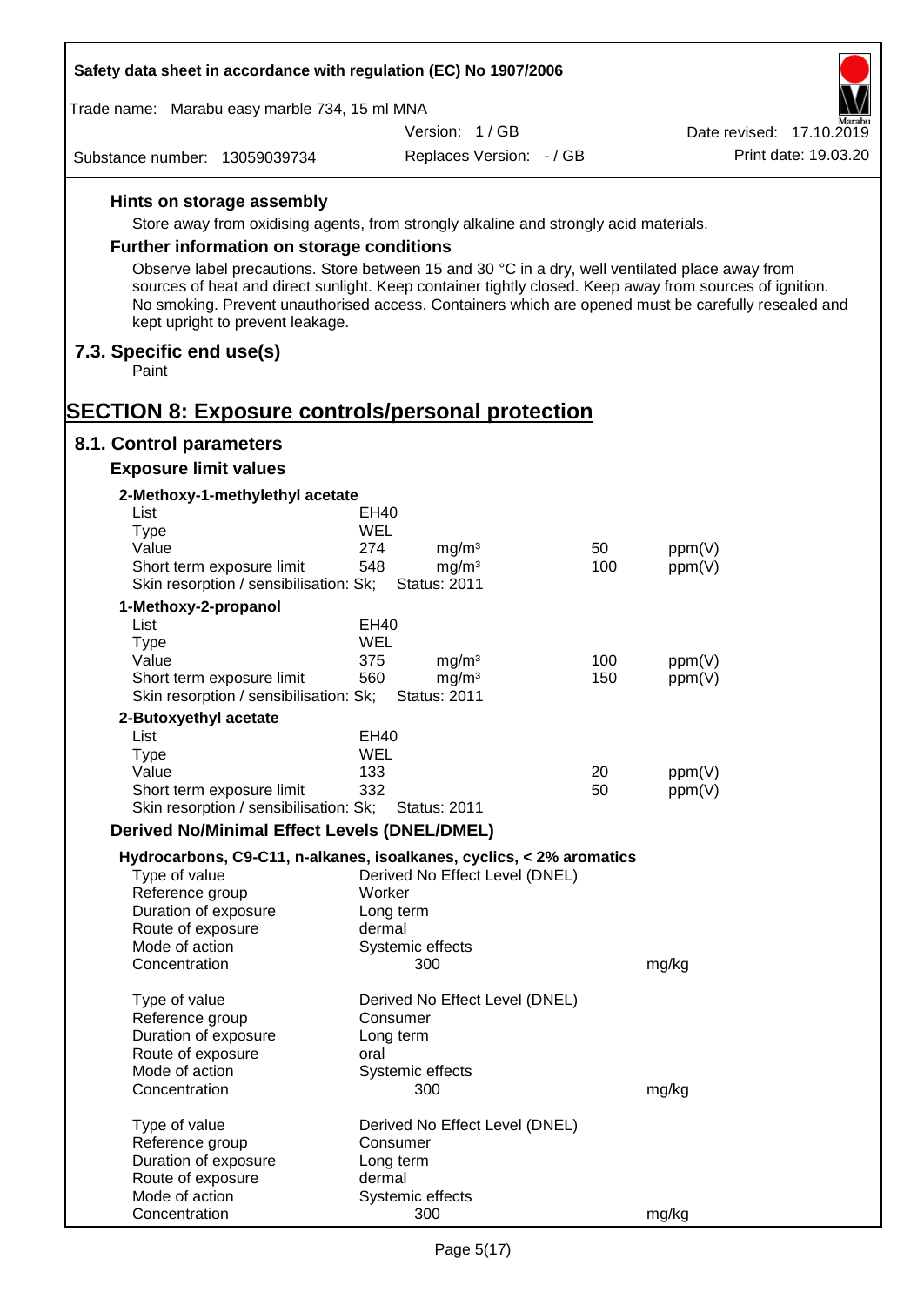#### Hints on storage assembly

Store away from oxidising agents, from strongly alkaline and strongly acid materials.

#### Further information on storage conditions

Observe label precautions. Store between 15 and 30 °C in a dry, well ventilated place away from sources of heat and direct sunlight. Keep container tightly closed. Keep away from sources of ignition. No smoking. Prevent unauthorised access. Containers which are opened must be carefully resealed and kept upright to prevent leakage.

### 7.3. Specific end use(s)

Paint

## SECTION 8: Exposure controls/personal protection

### 8.1. Control parameters

#### Exposure limit values

**2-Methoxy-1-methylethyl acetate**

| | | | | |
|---|---|---|---|---|
| List | EH40 | | | |
| Type | WEL | | | |
| Value | 274 | mg/m³ | 50 | ppm(V) |
| Short term exposure limit | 548 | mg/m³ | 100 | ppm(V) |
| Skin resorption / sensibilisation: Sk; | Status: 2011 | | | |

**1-Methoxy-2-propanol**

| | | | | |
|---|---|---|---|---|
| List | EH40 | | | |
| Type | WEL | | | |
| Value | 375 | mg/m³ | 100 | ppm(V) |
| Short term exposure limit | 560 | mg/m³ | 150 | ppm(V) |
| Skin resorption / sensibilisation: Sk; | Status: 2011 | | | |

**2-Butoxyethyl acetate**

| | | | | |
|---|---|---|---|---|
| List | EH40 | | | |
| Type | WEL | | | |
| Value | 133 | | 20 | ppm(V) |
| Short term exposure limit | 332 | | 50 | ppm(V) |
| Skin resorption / sensibilisation: Sk; | Status: 2011 | | | |

#### Derived No/Minimal Effect Levels (DNEL/DMEL)

**Hydrocarbons, C9-C11, n-alkanes, isoalkanes, cyclics, < 2% aromatics**

| | | |
|---|---|---|
| Type of value | Derived No Effect Level (DNEL) | |
| Reference group | Worker | |
| Duration of exposure | Long term | |
| Route of exposure | dermal | |
| Mode of action | Systemic effects | |
| Concentration | 300 | mg/kg |

| | | |
|---|---|---|
| Type of value | Derived No Effect Level (DNEL) | |
| Reference group | Consumer | |
| Duration of exposure | Long term | |
| Route of exposure | oral | |
| Mode of action | Systemic effects | |
| Concentration | 300 | mg/kg |

| | | |
|---|---|---|
| Type of value | Derived No Effect Level (DNEL) | |
| Reference group | Consumer | |
| Duration of exposure | Long term | |
| Route of exposure | dermal | |
| Mode of action | Systemic effects | |
| Concentration | 300 | mg/kg |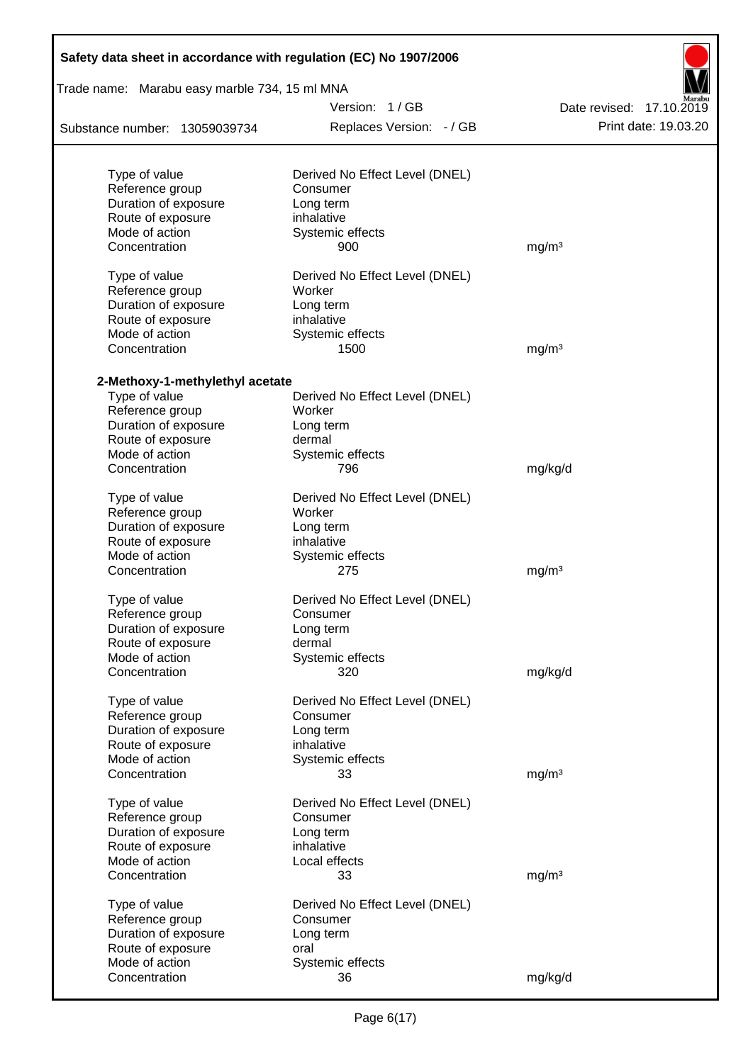| | | |
|---|---|---|
| Type of value | Derived No Effect Level (DNEL) | |
| Reference group | Consumer | |
| Duration of exposure | Long term | |
| Route of exposure | inhalative | |
| Mode of action | Systemic effects | |
| Concentration | 900 | mg/m³ |

| | | |
|---|---|---|
| Type of value | Derived No Effect Level (DNEL) | |
| Reference group | Worker | |
| Duration of exposure | Long term | |
| Route of exposure | inhalative | |
| Mode of action | Systemic effects | |
| Concentration | 1500 | mg/m³ |

**2-Methoxy-1-methylethyl acetate**

| | | |
|---|---|---|
| Type of value | Derived No Effect Level (DNEL) | |
| Reference group | Worker | |
| Duration of exposure | Long term | |
| Route of exposure | dermal | |
| Mode of action | Systemic effects | |
| Concentration | 796 | mg/kg/d |

| | | |
|---|---|---|
| Type of value | Derived No Effect Level (DNEL) | |
| Reference group | Worker | |
| Duration of exposure | Long term | |
| Route of exposure | inhalative | |
| Mode of action | Systemic effects | |
| Concentration | 275 | mg/m³ |

| | | |
|---|---|---|
| Type of value | Derived No Effect Level (DNEL) | |
| Reference group | Consumer | |
| Duration of exposure | Long term | |
| Route of exposure | dermal | |
| Mode of action | Systemic effects | |
| Concentration | 320 | mg/kg/d |

| | | |
|---|---|---|
| Type of value | Derived No Effect Level (DNEL) | |
| Reference group | Consumer | |
| Duration of exposure | Long term | |
| Route of exposure | inhalative | |
| Mode of action | Systemic effects | |
| Concentration | 33 | mg/m³ |

| | | |
|---|---|---|
| Type of value | Derived No Effect Level (DNEL) | |
| Reference group | Consumer | |
| Duration of exposure | Long term | |
| Route of exposure | inhalative | |
| Mode of action | Local effects | |
| Concentration | 33 | mg/m³ |

| | | |
|---|---|---|
| Type of value | Derived No Effect Level (DNEL) | |
| Reference group | Consumer | |
| Duration of exposure | Long term | |
| Route of exposure | oral | |
| Mode of action | Systemic effects | |
| Concentration | 36 | mg/kg/d |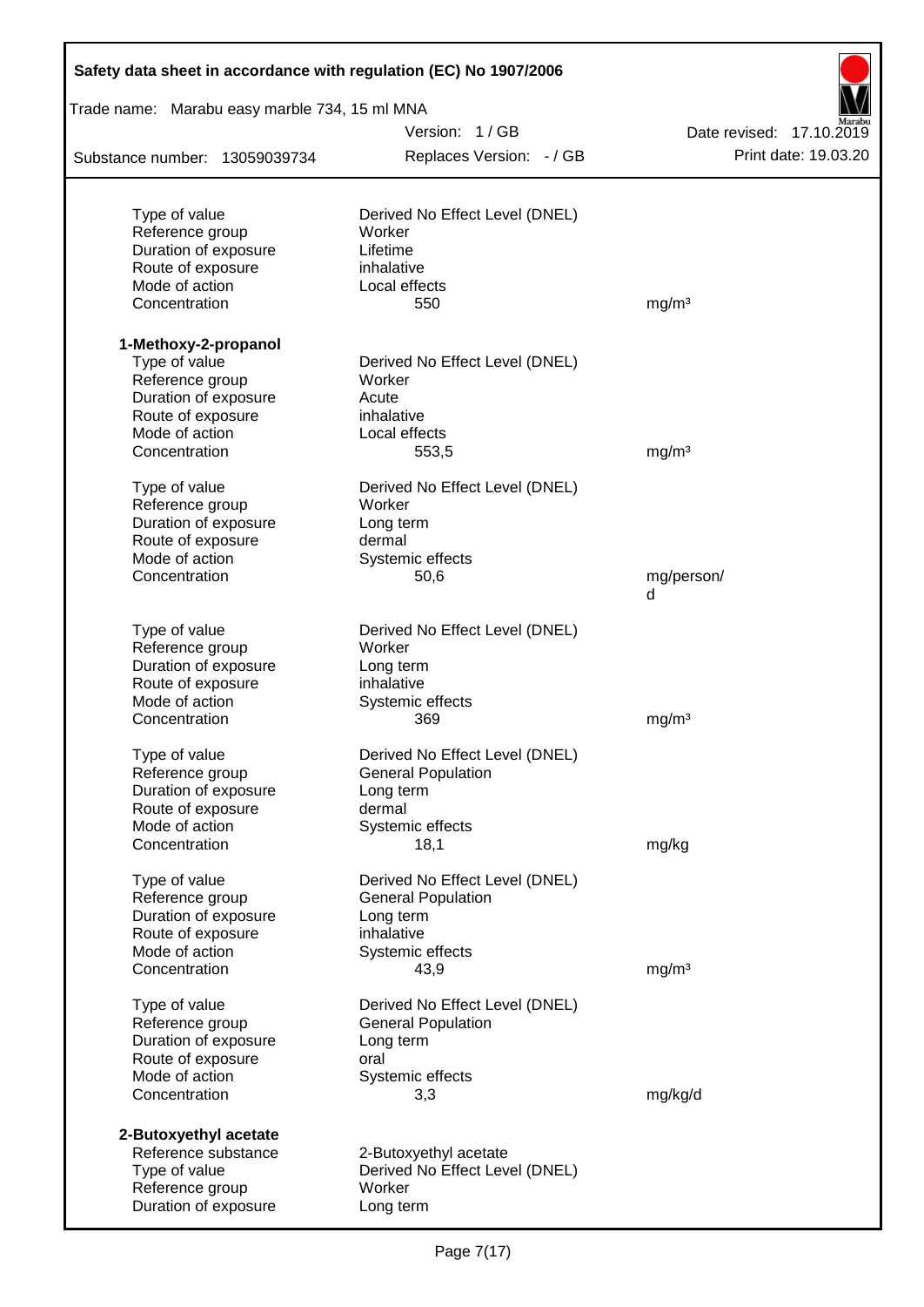| | | |
|---|---|---|
| Type of value | Derived No Effect Level (DNEL) | |
| Reference group | Worker | |
| Duration of exposure | Lifetime | |
| Route of exposure | inhalative | |
| Mode of action | Local effects | |
| Concentration | 550 | mg/m³ |

**1-Methoxy-2-propanol**

| | | |
|---|---|---|
| Type of value | Derived No Effect Level (DNEL) | |
| Reference group | Worker | |
| Duration of exposure | Acute | |
| Route of exposure | inhalative | |
| Mode of action | Local effects | |
| Concentration | 553,5 | mg/m³ |

| | | |
|---|---|---|
| Type of value | Derived No Effect Level (DNEL) | |
| Reference group | Worker | |
| Duration of exposure | Long term | |
| Route of exposure | dermal | |
| Mode of action | Systemic effects | |
| Concentration | 50,6 | mg/person/d |

| | | |
|---|---|---|
| Type of value | Derived No Effect Level (DNEL) | |
| Reference group | Worker | |
| Duration of exposure | Long term | |
| Route of exposure | inhalative | |
| Mode of action | Systemic effects | |
| Concentration | 369 | mg/m³ |

| | | |
|---|---|---|
| Type of value | Derived No Effect Level (DNEL) | |
| Reference group | General Population | |
| Duration of exposure | Long term | |
| Route of exposure | dermal | |
| Mode of action | Systemic effects | |
| Concentration | 18,1 | mg/kg |

| | | |
|---|---|---|
| Type of value | Derived No Effect Level (DNEL) | |
| Reference group | General Population | |
| Duration of exposure | Long term | |
| Route of exposure | inhalative | |
| Mode of action | Systemic effects | |
| Concentration | 43,9 | mg/m³ |

| | | |
|---|---|---|
| Type of value | Derived No Effect Level (DNEL) | |
| Reference group | General Population | |
| Duration of exposure | Long term | |
| Route of exposure | oral | |
| Mode of action | Systemic effects | |
| Concentration | 3,3 | mg/kg/d |

**2-Butoxyethyl acetate**

| | |
|---|---|
| Reference substance | 2-Butoxyethyl acetate |
| Type of value | Derived No Effect Level (DNEL) |
| Reference group | Worker |
| Duration of exposure | Long term |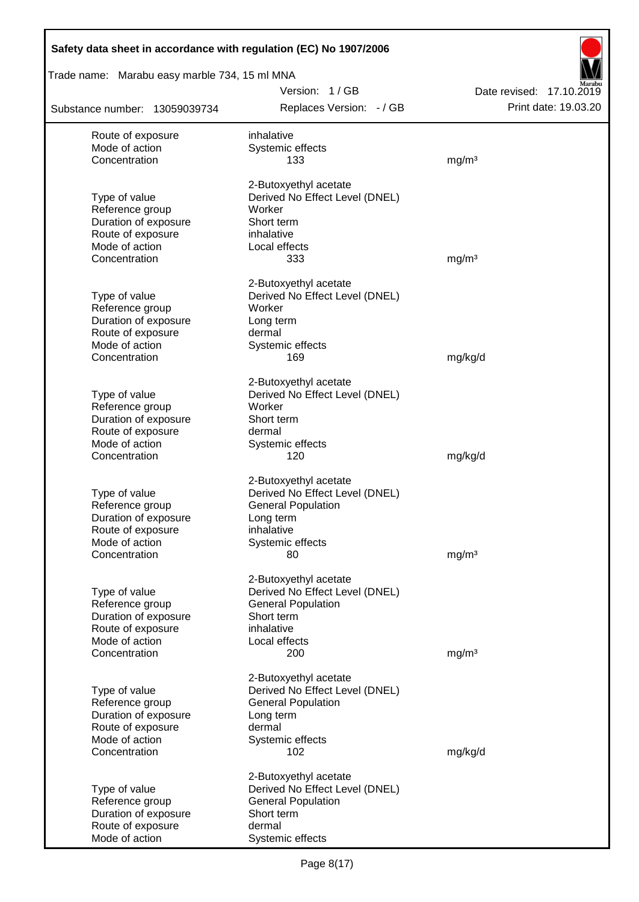| | | |
|---|---|---|
| Route of exposure | inhalative | |
| Mode of action | Systemic effects | |
| Concentration | 133 | mg/m³ |
| | | |
| | 2-Butoxyethyl acetate | |
| Type of value | Derived No Effect Level (DNEL) | |
| Reference group | Worker | |
| Duration of exposure | Short term | |
| Route of exposure | inhalative | |
| Mode of action | Local effects | |
| Concentration | 333 | mg/m³ |
| | | |
| | 2-Butoxyethyl acetate | |
| Type of value | Derived No Effect Level (DNEL) | |
| Reference group | Worker | |
| Duration of exposure | Long term | |
| Route of exposure | dermal | |
| Mode of action | Systemic effects | |
| Concentration | 169 | mg/kg/d |
| | | |
| | 2-Butoxyethyl acetate | |
| Type of value | Derived No Effect Level (DNEL) | |
| Reference group | Worker | |
| Duration of exposure | Short term | |
| Route of exposure | dermal | |
| Mode of action | Systemic effects | |
| Concentration | 120 | mg/kg/d |
| | | |
| | 2-Butoxyethyl acetate | |
| Type of value | Derived No Effect Level (DNEL) | |
| Reference group | General Population | |
| Duration of exposure | Long term | |
| Route of exposure | inhalative | |
| Mode of action | Systemic effects | |
| Concentration | 80 | mg/m³ |
| | | |
| | 2-Butoxyethyl acetate | |
| Type of value | Derived No Effect Level (DNEL) | |
| Reference group | General Population | |
| Duration of exposure | Short term | |
| Route of exposure | inhalative | |
| Mode of action | Local effects | |
| Concentration | 200 | mg/m³ |
| | | |
| | 2-Butoxyethyl acetate | |
| Type of value | Derived No Effect Level (DNEL) | |
| Reference group | General Population | |
| Duration of exposure | Long term | |
| Route of exposure | dermal | |
| Mode of action | Systemic effects | |
| Concentration | 102 | mg/kg/d |
| | | |
| | 2-Butoxyethyl acetate | |
| Type of value | Derived No Effect Level (DNEL) | |
| Reference group | General Population | |
| Duration of exposure | Short term | |
| Route of exposure | dermal | |
| Mode of action | Systemic effects | |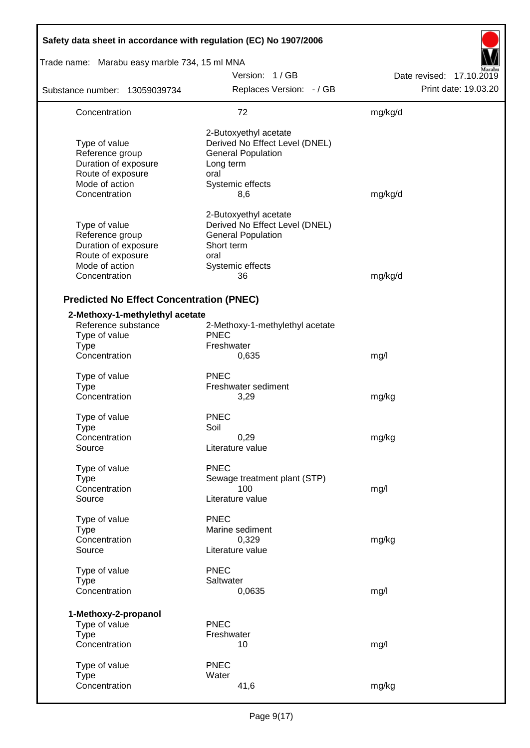| | | |
|---|---|---|
| Concentration | 72 | mg/kg/d |
| | 2-Butoxyethyl acetate | |
| Type of value | Derived No Effect Level (DNEL) | |
| Reference group | General Population | |
| Duration of exposure | Long term | |
| Route of exposure | oral | |
| Mode of action | Systemic effects | |
| Concentration | 8,6 | mg/kg/d |
| | 2-Butoxyethyl acetate | |
| Type of value | Derived No Effect Level (DNEL) | |
| Reference group | General Population | |
| Duration of exposure | Short term | |
| Route of exposure | oral | |
| Mode of action | Systemic effects | |
| Concentration | 36 | mg/kg/d |

### Predicted No Effect Concentration (PNEC)

**2-Methoxy-1-methylethyl acetate**

| | | |
|---|---|---|
| Reference substance | 2-Methoxy-1-methylethyl acetate | |
| Type of value | PNEC | |
| Type | Freshwater | |
| Concentration | 0,635 | mg/l |
| Type of value | PNEC | |
| Type | Freshwater sediment | |
| Concentration | 3,29 | mg/kg |
| Type of value | PNEC | |
| Type | Soil | |
| Concentration | 0,29 | mg/kg |
| Source | Literature value | |
| Type of value | PNEC | |
| Type | Sewage treatment plant (STP) | |
| Concentration | 100 | mg/l |
| Source | Literature value | |
| Type of value | PNEC | |
| Type | Marine sediment | |
| Concentration | 0,329 | mg/kg |
| Source | Literature value | |
| Type of value | PNEC | |
| Type | Saltwater | |
| Concentration | 0,0635 | mg/l |

**1-Methoxy-2-propanol**

| | | |
|---|---|---|
| Type of value | PNEC | |
| Type | Freshwater | |
| Concentration | 10 | mg/l |
| Type of value | PNEC | |
| Type | Water | |
| Concentration | 41,6 | mg/kg |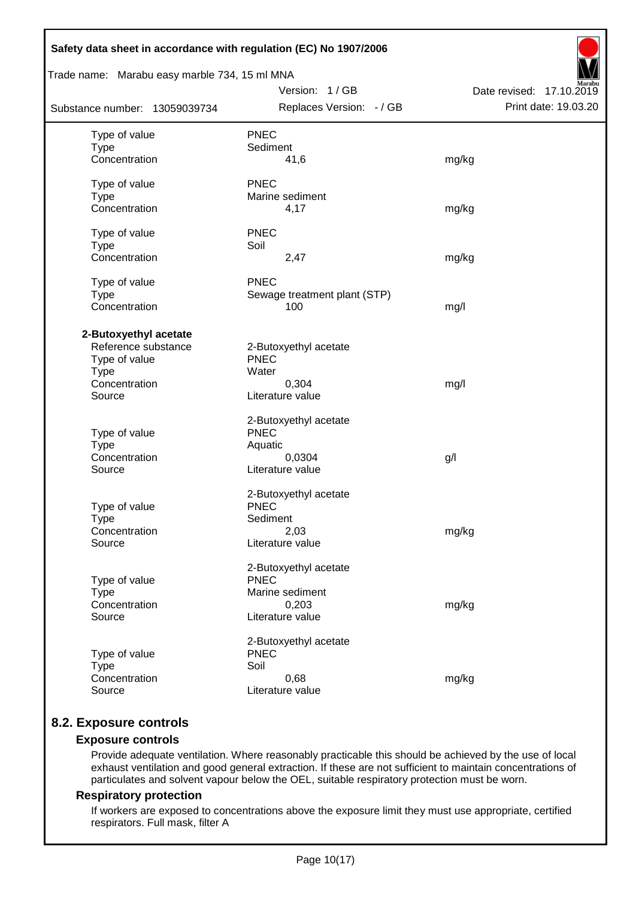| | | |
|---|---|---|
| Type of value | PNEC | |
| Type | Sediment | |
| Concentration | 41,6 | mg/kg |
| | | |
| Type of value | PNEC | |
| Type | Marine sediment | |
| Concentration | 4,17 | mg/kg |
| | | |
| Type of value | PNEC | |
| Type | Soil | |
| Concentration | 2,47 | mg/kg |
| | | |
| Type of value | PNEC | |
| Type | Sewage treatment plant (STP) | |
| Concentration | 100 | mg/l |

**2-Butoxyethyl acetate**

| | | |
|---|---|---|
| Reference substance | 2-Butoxyethyl acetate | |
| Type of value | PNEC | |
| Type | Water | |
| Concentration | 0,304 | mg/l |
| Source | Literature value | |
| | | |
| | 2-Butoxyethyl acetate | |
| Type of value | PNEC | |
| Type | Aquatic | |
| Concentration | 0,0304 | g/l |
| Source | Literature value | |
| | | |
| | 2-Butoxyethyl acetate | |
| Type of value | PNEC | |
| Type | Sediment | |
| Concentration | 2,03 | mg/kg |
| Source | Literature value | |
| | | |
| | 2-Butoxyethyl acetate | |
| Type of value | PNEC | |
| Type | Marine sediment | |
| Concentration | 0,203 | mg/kg |
| Source | Literature value | |
| | | |
| | 2-Butoxyethyl acetate | |
| Type of value | PNEC | |
| Type | Soil | |
| Concentration | 0,68 | mg/kg |
| Source | Literature value | |

## 8.2. Exposure controls

### Exposure controls

Provide adequate ventilation. Where reasonably practicable this should be achieved by the use of local exhaust ventilation and good general extraction. If these are not sufficient to maintain concentrations of particulates and solvent vapour below the OEL, suitable respiratory protection must be worn.

### Respiratory protection

If workers are exposed to concentrations above the exposure limit they must use appropriate, certified respirators. Full mask, filter A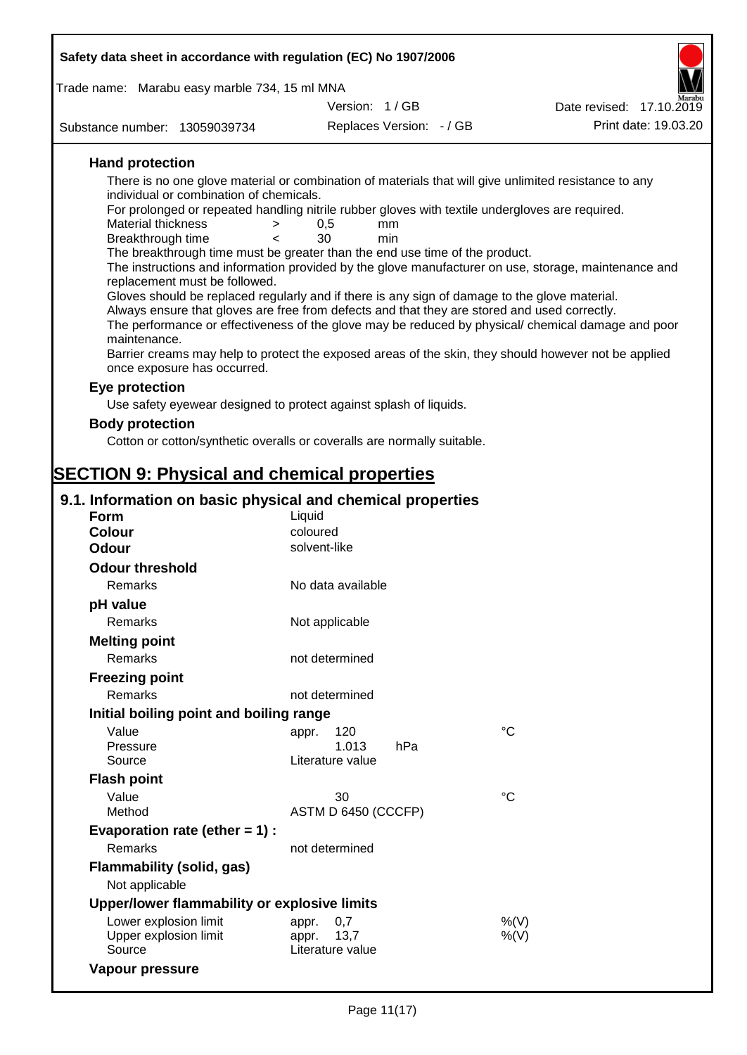### Hand protection

There is no one glove material or combination of materials that will give unlimited resistance to any individual or combination of chemicals.

For prolonged or repeated handling nitrile rubber gloves with textile undergloves are required.

| | | | |
|---|---|---|---|
| Material thickness | > | 0,5 | mm |
| Breakthrough time | < | 30 | min |

The breakthrough time must be greater than the end use time of the product.

The instructions and information provided by the glove manufacturer on use, storage, maintenance and replacement must be followed.

Gloves should be replaced regularly and if there is any sign of damage to the glove material.

Always ensure that gloves are free from defects and that they are stored and used correctly.

The performance or effectiveness of the glove may be reduced by physical/ chemical damage and poor maintenance.

Barrier creams may help to protect the exposed areas of the skin, they should however not be applied once exposure has occurred.

### Eye protection

Use safety eyewear designed to protect against splash of liquids.

### Body protection

Cotton or cotton/synthetic overalls or coveralls are normally suitable.

# SECTION 9: Physical and chemical properties

## 9.1. Information on basic physical and chemical properties

**Form** Liquid

**Colour** coloured

**Odour** solvent-like

**Odour threshold**

Remarks: No data available

**pH value**

Remarks: Not applicable

**Melting point**

Remarks: not determined

**Freezing point**

Remarks: not determined

**Initial boiling point and boiling range**

| | | |
|---|---|---|
| Value | appr. 120 | °C |
| Pressure | 1.013 hPa | |
| Source | Literature value | |

**Flash point**

| | | |
|---|---|---|
| Value | 30 | °C |
| Method | ASTM D 6450 (CCCFP) | |

**Evaporation rate (ether = 1) :**

Remarks: not determined

**Flammability (solid, gas)**

Not applicable

**Upper/lower flammability or explosive limits**

| | | |
|---|---|---|
| Lower explosion limit | appr. 0,7 | %(V) |
| Upper explosion limit | appr. 13,7 | %(V) |
| Source | Literature value | |

**Vapour pressure**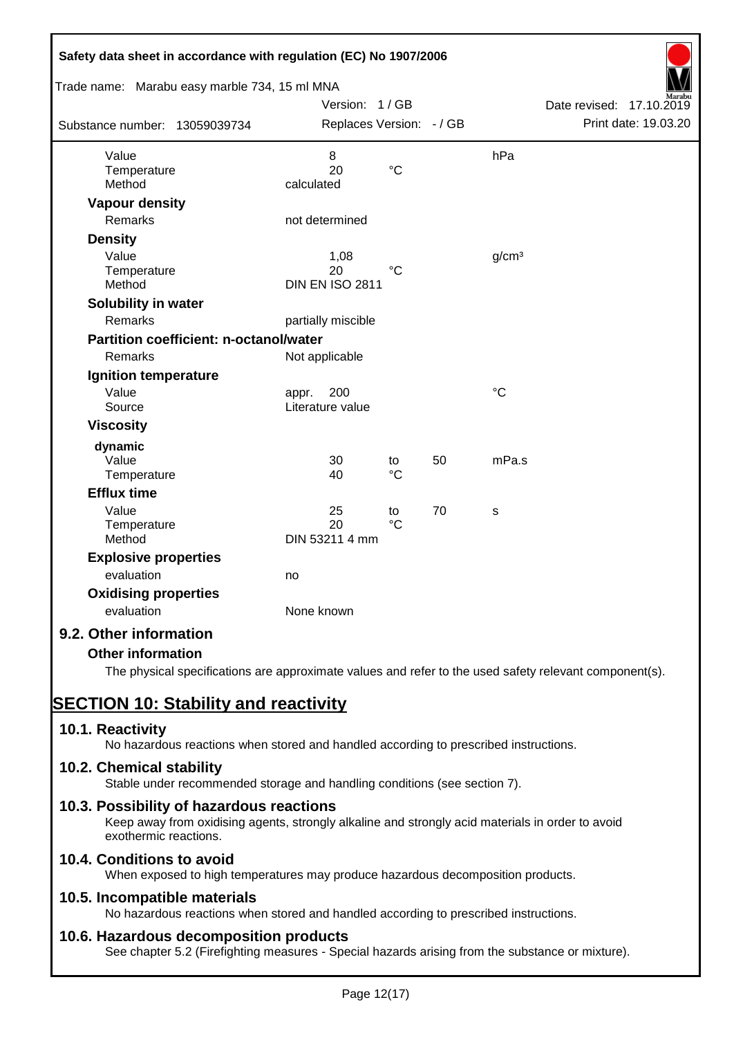| | | | | |
|---|---|---|---|---|
| Value | 8 | | | hPa |
| Temperature | 20 | °C | | |
| Method | calculated | | | |

**Vapour density**

| | |
|---|---|
| Remarks | not determined |

**Density**

| | | | |
|---|---|---|---|
| Value | 1,08 | | $g/cm^3$ |
| Temperature | 20 | °C | |
| Method | DIN EN ISO 2811 | | |

**Solubility in water**

| | |
|---|---|
| Remarks | partially miscible |

**Partition coefficient: n-octanol/water**

| | |
|---|---|
| Remarks | Not applicable |

**Ignition temperature**

| | | |
|---|---|---|
| Value | appr. 200 | °C |
| Source | Literature value | |

**Viscosity**

**dynamic**

| | | | | |
|---|---|---|---|---|
| Value | 30 | to | 50 | mPa.s |
| Temperature | 40 | °C | | |

**Efflux time**

| | | | | |
|---|---|---|---|---|
| Value | 25 | to | 70 | s |
| Temperature | 20 | °C | | |
| Method | DIN 53211 4 mm | | | |

**Explosive properties**

| | |
|---|---|
| evaluation | no |

**Oxidising properties**

| | |
|---|---|
| evaluation | None known |

## 9.2. Other information

**Other information**

The physical specifications are approximate values and refer to the used safety relevant component(s).

# SECTION 10: Stability and reactivity

## 10.1. Reactivity

No hazardous reactions when stored and handled according to prescribed instructions.

## 10.2. Chemical stability

Stable under recommended storage and handling conditions (see section 7).

## 10.3. Possibility of hazardous reactions

Keep away from oxidising agents, strongly alkaline and strongly acid materials in order to avoid exothermic reactions.

## 10.4. Conditions to avoid

When exposed to high temperatures may produce hazardous decomposition products.

## 10.5. Incompatible materials

No hazardous reactions when stored and handled according to prescribed instructions.

## 10.6. Hazardous decomposition products

See chapter 5.2 (Firefighting measures - Special hazards arising from the substance or mixture).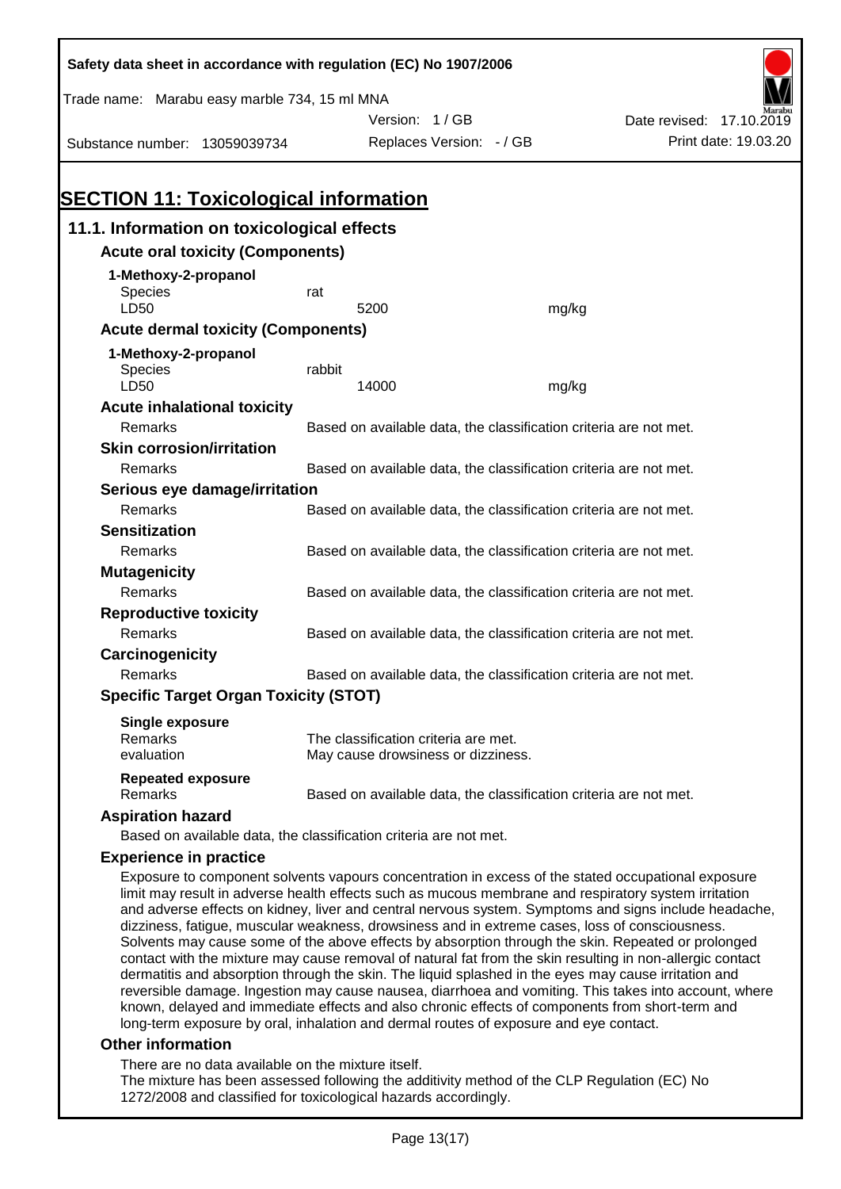## SECTION 11: Toxicological information

### 11.1. Information on toxicological effects

#### Acute oral toxicity (Components)

**1-Methoxy-2-propanol**

| | | |
|---|---|---|
| Species | rat | |
| LD50 | 5200 | mg/kg |

#### Acute dermal toxicity (Components)

**1-Methoxy-2-propanol**

| | | |
|---|---|---|
| Species | rabbit | |
| LD50 | 14000 | mg/kg |

#### Acute inhalational toxicity

Remarks: Based on available data, the classification criteria are not met.

#### Skin corrosion/irritation

Remarks: Based on available data, the classification criteria are not met.

#### Serious eye damage/irritation

Remarks: Based on available data, the classification criteria are not met.

#### Sensitization

Remarks: Based on available data, the classification criteria are not met.

#### Mutagenicity

Remarks: Based on available data, the classification criteria are not met.

#### Reproductive toxicity

Remarks: Based on available data, the classification criteria are not met.

#### Carcinogenicity

Remarks: Based on available data, the classification criteria are not met.

#### Specific Target Organ Toxicity (STOT)

**Single exposure**

Remarks: The classification criteria are met.
evaluation: May cause drowsiness or dizziness.

**Repeated exposure**

Remarks: Based on available data, the classification criteria are not met.

#### Aspiration hazard

Based on available data, the classification criteria are not met.

#### Experience in practice

Exposure to component solvents vapours concentration in excess of the stated occupational exposure limit may result in adverse health effects such as mucous membrane and respiratory system irritation and adverse effects on kidney, liver and central nervous system. Symptoms and signs include headache, dizziness, fatigue, muscular weakness, drowsiness and in extreme cases, loss of consciousness. Solvents may cause some of the above effects by absorption through the skin. Repeated or prolonged contact with the mixture may cause removal of natural fat from the skin resulting in non-allergic contact dermatitis and absorption through the skin. The liquid splashed in the eyes may cause irritation and reversible damage. Ingestion may cause nausea, diarrhoea and vomiting. This takes into account, where known, delayed and immediate effects and also chronic effects of components from short-term and long-term exposure by oral, inhalation and dermal routes of exposure and eye contact.

#### Other information

There are no data available on the mixture itself.
The mixture has been assessed following the additivity method of the CLP Regulation (EC) No 1272/2008 and classified for toxicological hazards accordingly.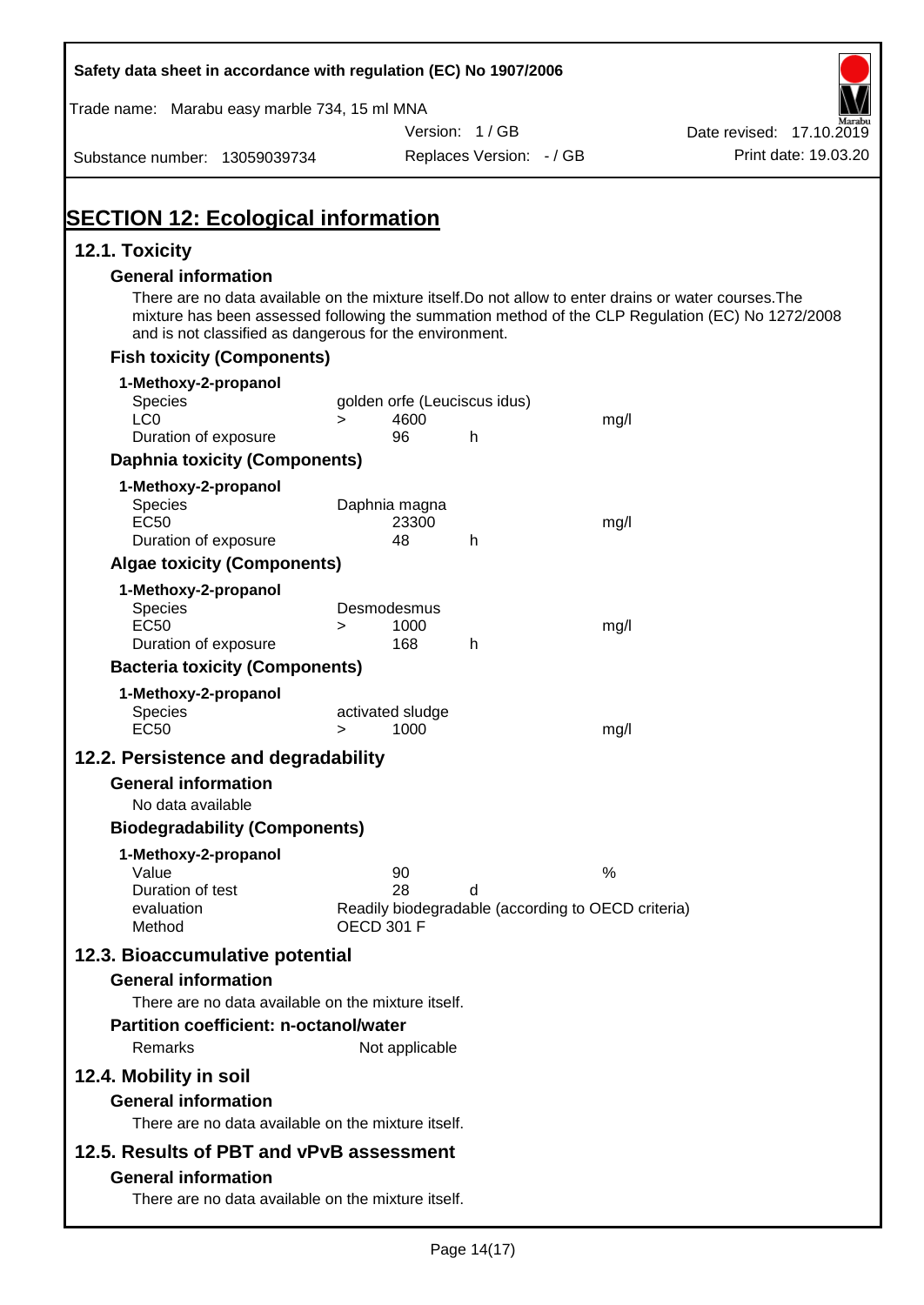# SECTION 12: Ecological information

## 12.1. Toxicity

### General information

There are no data available on the mixture itself.Do not allow to enter drains or water courses.The mixture has been assessed following the summation method of the CLP Regulation (EC) No 1272/2008 and is not classified as dangerous for the environment.

### Fish toxicity (Components)

**1-Methoxy-2-propanol**

| | | | | |
|---|---|---|---|---|
| Species | golden orfe (Leuciscus idus) | | | |
| LC0 | > | 4600 | | mg/l |
| Duration of exposure | | 96 | h | |

### Daphnia toxicity (Components)

**1-Methoxy-2-propanol**

| | | | | |
|---|---|---|---|---|
| Species | Daphnia magna | | | |
| EC50 | | 23300 | | mg/l |
| Duration of exposure | | 48 | h | |

### Algae toxicity (Components)

**1-Methoxy-2-propanol**

| | | | | |
|---|---|---|---|---|
| Species | Desmodesmus | | | |
| EC50 | > | 1000 | | mg/l |
| Duration of exposure | | 168 | h | |

### Bacteria toxicity (Components)

**1-Methoxy-2-propanol**

| | | | | |
|---|---|---|---|---|
| Species | activated sludge | | | |
| EC50 | > | 1000 | | mg/l |

## 12.2. Persistence and degradability

### General information

No data available

### Biodegradability (Components)

**1-Methoxy-2-propanol**

| | | | |
|---|---|---|---|
| Value | 90 | | % |
| Duration of test | 28 | d | |
| evaluation | Readily biodegradable (according to OECD criteria) | | |
| Method | OECD 301 F | | |

## 12.3. Bioaccumulative potential

### General information

There are no data available on the mixture itself.

### Partition coefficient: n-octanol/water

Remarks: Not applicable

## 12.4. Mobility in soil

### General information

There are no data available on the mixture itself.

## 12.5. Results of PBT and vPvB assessment

### General information

There are no data available on the mixture itself.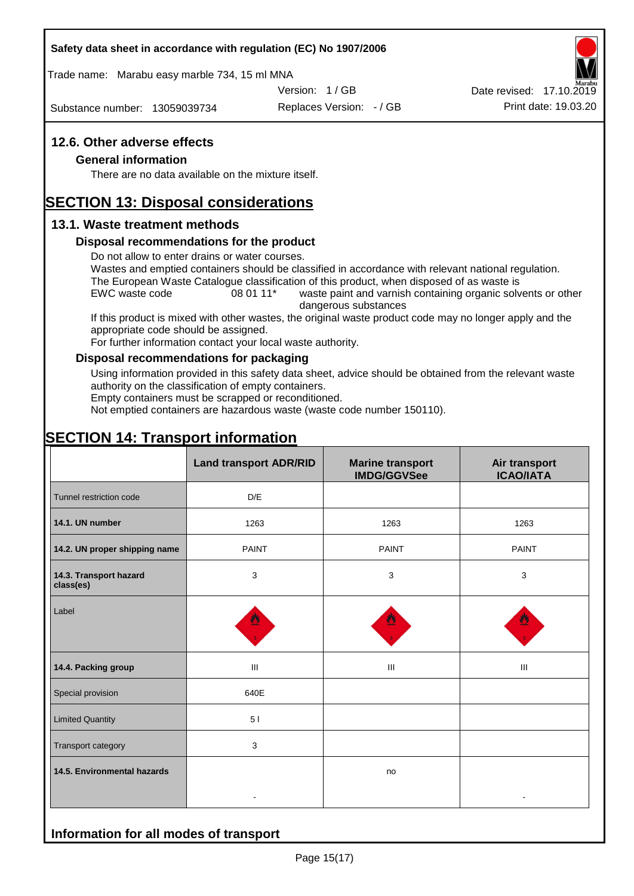## 12.6. Other adverse effects

### General information

There are no data available on the mixture itself.

# SECTION 13: Disposal considerations

## 13.1. Waste treatment methods

### Disposal recommendations for the product

Do not allow to enter drains or water courses.
Wastes and emptied containers should be classified in accordance with relevant national regulation.
The European Waste Catalogue classification of this product, when disposed of as waste is
EWC waste code 08 01 11* waste paint and varnish containing organic solvents or other dangerous substances
If this product is mixed with other wastes, the original waste product code may no longer apply and the appropriate code should be assigned.
For further information contact your local waste authority.

### Disposal recommendations for packaging

Using information provided in this safety data sheet, advice should be obtained from the relevant waste authority on the classification of empty containers.
Empty containers must be scrapped or reconditioned.
Not emptied containers are hazardous waste (waste code number 150110).

# SECTION 14: Transport information

| | Land transport ADR/RID | Marine transport IMDG/GGVSee | Air transport ICAO/IATA |
|---|---|---|---|
| Tunnel restriction code | D/E | | |
| 14.1. UN number | 1263 | 1263 | 1263 |
| 14.2. UN proper shipping name | PAINT | PAINT | PAINT |
| 14.3. Transport hazard class(es) | 3 | 3 | 3 |
| Label | | | |
| 14.4. Packing group | III | III | III |
| Special provision | 640E | | |
| Limited Quantity | 5 l | | |
| Transport category | 3 | | |
| 14.5. Environmental hazards | - | no | - |

### Information for all modes of transport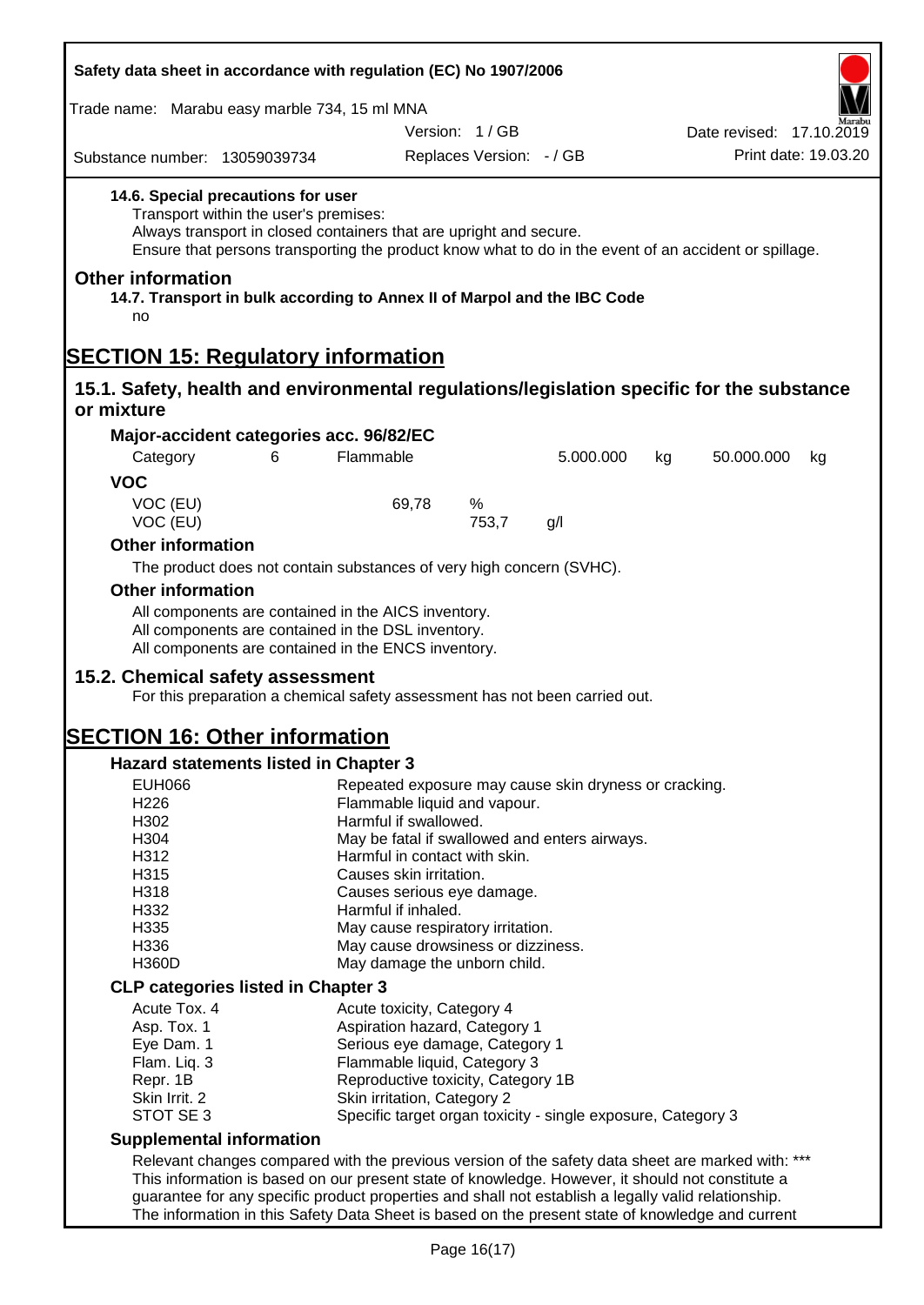**14.6. Special precautions for user**

Transport within the user's premises:
Always transport in closed containers that are upright and secure.
Ensure that persons transporting the product know what to do in the event of an accident or spillage.

## Other information

**14.7. Transport in bulk according to Annex II of Marpol and the IBC Code**

no

# SECTION 15: Regulatory information

## 15.1. Safety, health and environmental regulations/legislation specific for the substance or mixture

### Major-accident categories acc. 96/82/EC

| Category | 6 | Flammable | 5.000.000 | kg | 50.000.000 | kg |
|---|---|---|---|---|---|---|

### VOC

| | | |
|---|---|---|
| VOC (EU) | 69,78 | % |
| VOC (EU) | 753,7 | g/l |

### Other information

The product does not contain substances of very high concern (SVHC).

### Other information

All components are contained in the AICS inventory.
All components are contained in the DSL inventory.
All components are contained in the ENCS inventory.

## 15.2. Chemical safety assessment

For this preparation a chemical safety assessment has not been carried out.

# SECTION 16: Other information

### Hazard statements listed in Chapter 3

| | |
|---|---|
| EUH066 | Repeated exposure may cause skin dryness or cracking. |
| H226 | Flammable liquid and vapour. |
| H302 | Harmful if swallowed. |
| H304 | May be fatal if swallowed and enters airways. |
| H312 | Harmful in contact with skin. |
| H315 | Causes skin irritation. |
| H318 | Causes serious eye damage. |
| H332 | Harmful if inhaled. |
| H335 | May cause respiratory irritation. |
| H336 | May cause drowsiness or dizziness. |
| H360D | May damage the unborn child. |

### CLP categories listed in Chapter 3

| | |
|---|---|
| Acute Tox. 4 | Acute toxicity, Category 4 |
| Asp. Tox. 1 | Aspiration hazard, Category 1 |
| Eye Dam. 1 | Serious eye damage, Category 1 |
| Flam. Liq. 3 | Flammable liquid, Category 3 |
| Repr. 1B | Reproductive toxicity, Category 1B |
| Skin Irrit. 2 | Skin irritation, Category 2 |
| STOT SE 3 | Specific target organ toxicity - single exposure, Category 3 |

### Supplemental information

Relevant changes compared with the previous version of the safety data sheet are marked with: ***
This information is based on our present state of knowledge. However, it should not constitute a guarantee for any specific product properties and shall not establish a legally valid relationship.
The information in this Safety Data Sheet is based on the present state of knowledge and current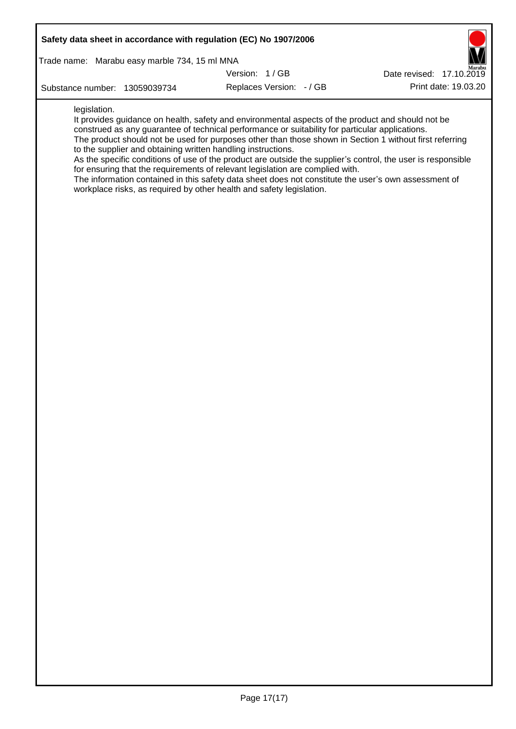legislation.
It provides guidance on health, safety and environmental aspects of the product and should not be construed as any guarantee of technical performance or suitability for particular applications.
The product should not be used for purposes other than those shown in Section 1 without first referring to the supplier and obtaining written handling instructions.
As the specific conditions of use of the product are outside the supplier's control, the user is responsible for ensuring that the requirements of relevant legislation are complied with.
The information contained in this safety data sheet does not constitute the user's own assessment of workplace risks, as required by other health and safety legislation.